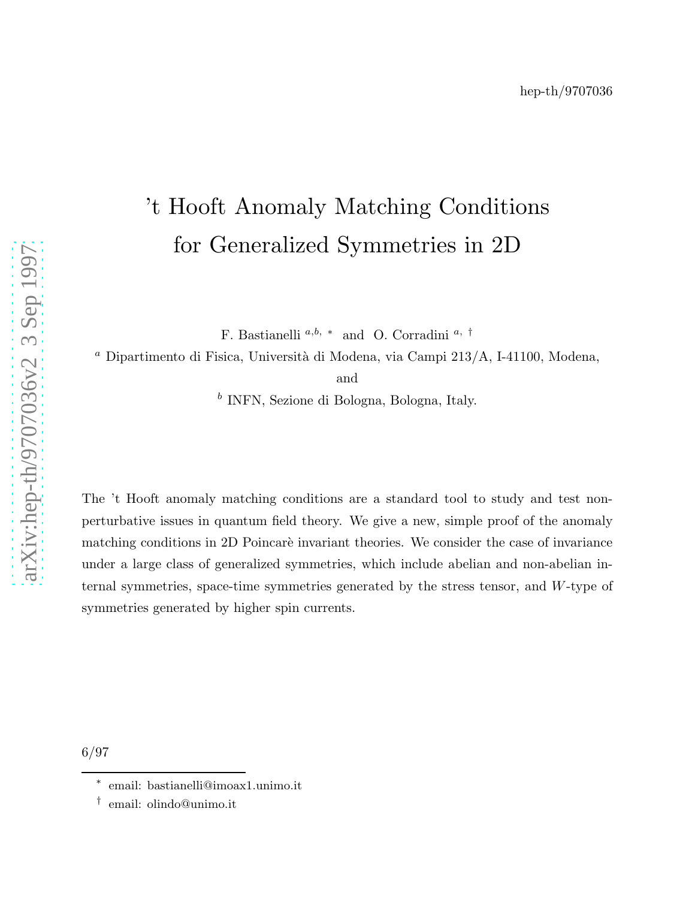hep-th/9707036

# 't Hooft Anomaly Matching Conditions for Generalized Symmetries in 2D

F. Bastianelli [a,b,*] and O. Corradini [a,†]

[a] Dipartimento di Fisica, Università di Modena, via Campi 213/A, I-41100, Modena, and

[b] INFN, Sezione di Bologna, Bologna, Italy.

The 't Hooft anomaly matching conditions are a standard tool to study and test non-perturbative issues in quantum field theory. We give a new, simple proof of the anomaly matching conditions in 2D Poincarè invariant theories. We consider the case of invariance under a large class of generalized symmetries, which include abelian and non-abelian internal symmetries, space-time symmetries generated by the stress tensor, and $W$-type of symmetries generated by higher spin currents.

6/97

[*] email: bastianelli@imoax1.unimo.it

[†] email: olindo@unimo.it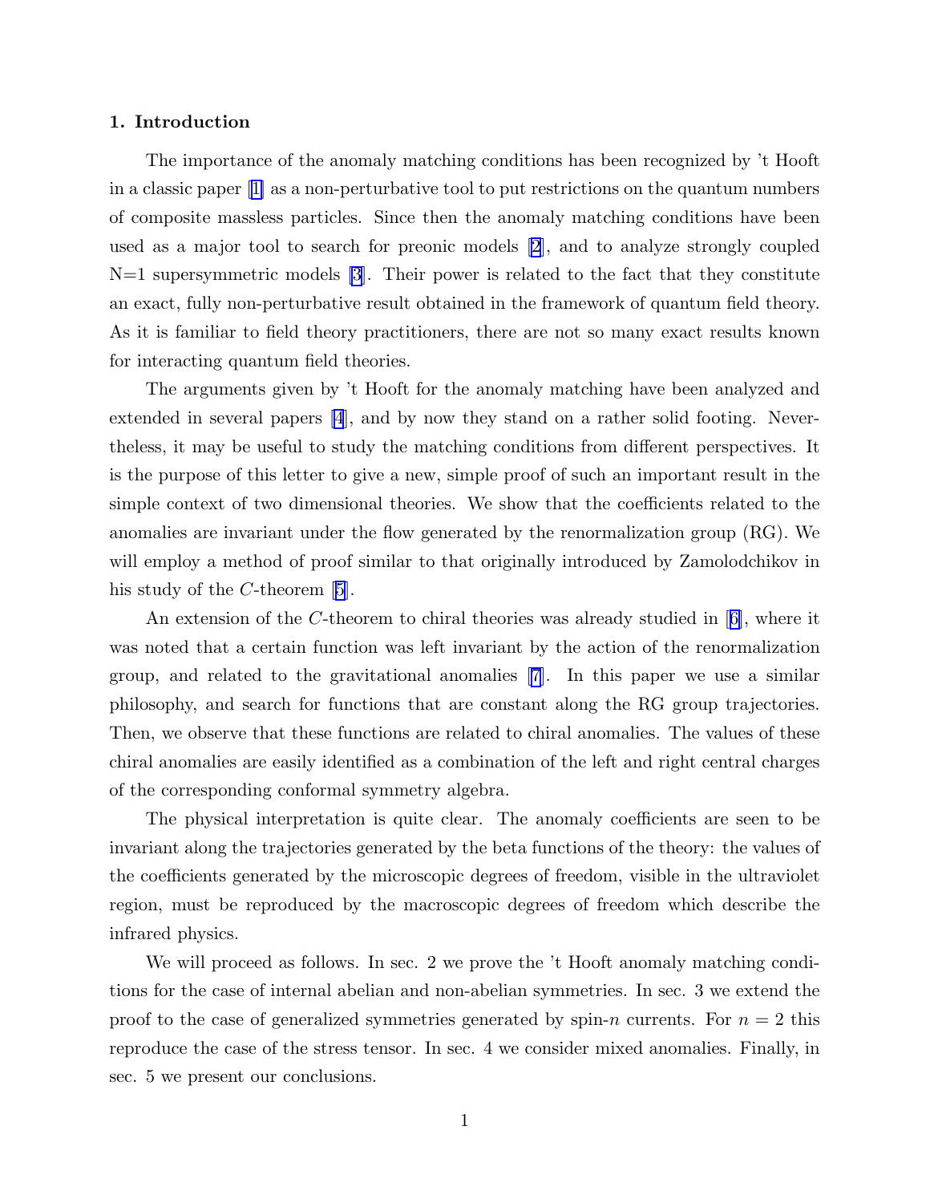### 1. Introduction

The importance of the anomaly matching conditions has been recognized by 't Hooft in a classic paper [1] as a non-perturbative tool to put restrictions on the quantum numbers of composite massless particles. Since then the anomaly matching conditions have been used as a major tool to search for preonic models [2], and to analyze strongly coupled N=1 supersymmetric models [3]. Their power is related to the fact that they constitute an exact, fully non-perturbative result obtained in the framework of quantum field theory. As it is familiar to field theory practitioners, there are not so many exact results known for interacting quantum field theories.

The arguments given by 't Hooft for the anomaly matching have been analyzed and extended in several papers [4], and by now they stand on a rather solid footing. Nevertheless, it may be useful to study the matching conditions from different perspectives. It is the purpose of this letter to give a new, simple proof of such an important result in the simple context of two dimensional theories. We show that the coefficients related to the anomalies are invariant under the flow generated by the renormalization group (RG). We will employ a method of proof similar to that originally introduced by Zamolodchikov in his study of the $C$-theorem [5].

An extension of the $C$-theorem to chiral theories was already studied in [6], where it was noted that a certain function was left invariant by the action of the renormalization group, and related to the gravitational anomalies [7]. In this paper we use a similar philosophy, and search for functions that are constant along the RG group trajectories. Then, we observe that these functions are related to chiral anomalies. The values of these chiral anomalies are easily identified as a combination of the left and right central charges of the corresponding conformal symmetry algebra.

The physical interpretation is quite clear. The anomaly coefficients are seen to be invariant along the trajectories generated by the beta functions of the theory: the values of the coefficients generated by the microscopic degrees of freedom, visible in the ultraviolet region, must be reproduced by the macroscopic degrees of freedom which describe the infrared physics.

We will proceed as follows. In sec. 2 we prove the 't Hooft anomaly matching conditions for the case of internal abelian and non-abelian symmetries. In sec. 3 we extend the proof to the case of generalized symmetries generated by spin-$n$ currents. For $n = 2$ this reproduce the case of the stress tensor. In sec. 4 we consider mixed anomalies. Finally, in sec. 5 we present our conclusions.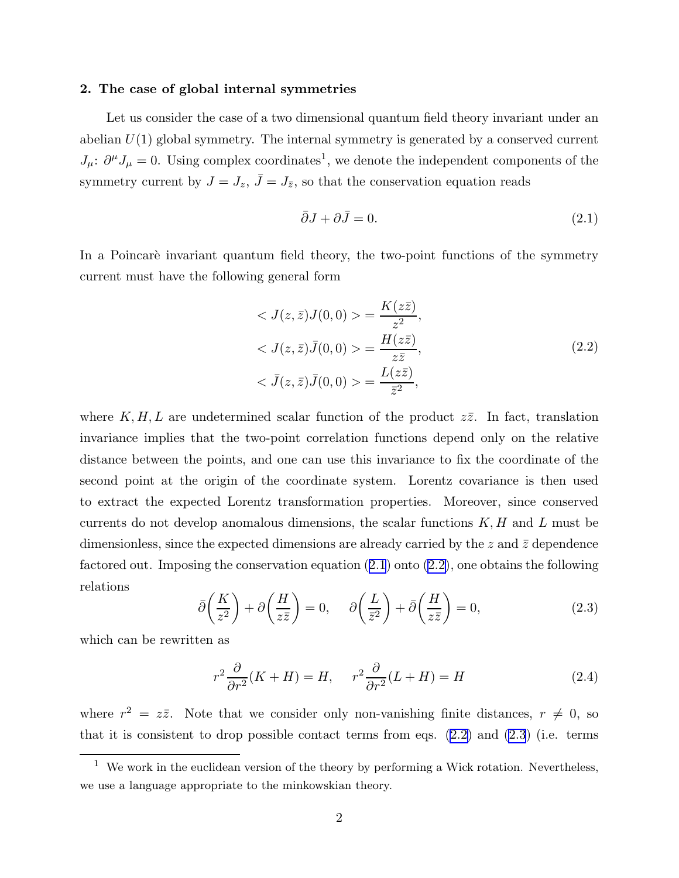## 2. The case of global internal symmetries

Let us consider the case of a two dimensional quantum field theory invariant under an abelian $U(1)$ global symmetry. The internal symmetry is generated by a conserved current $J_\mu$: $\partial^\mu J_\mu = 0$. Using complex coordinates[1], we denote the independent components of the symmetry current by $J = J_z$, $\bar{J} = J_{\bar{z}}$, so that the conservation equation reads

$$\bar{\partial} J + \partial \bar{J} = 0. \tag{2.1}$$

In a Poincarè invariant quantum field theory, the two-point functions of the symmetry current must have the following general form

$$\begin{aligned}
< J(z,\bar{z}) J(0,0) > &= \frac{K(z\bar{z})}{z^2}, \\
< J(z,\bar{z}) \bar{J}(0,0) > &= \frac{H(z\bar{z})}{z\bar{z}}, \\
< \bar{J}(z,\bar{z}) \bar{J}(0,0) > &= \frac{L(z\bar{z})}{\bar{z}^2},
\end{aligned} \tag{2.2}$$

where $K, H, L$ are undetermined scalar function of the product $z\bar{z}$. In fact, translation invariance implies that the two-point correlation functions depend only on the relative distance between the points, and one can use this invariance to fix the coordinate of the second point at the origin of the coordinate system. Lorentz covariance is then used to extract the expected Lorentz transformation properties. Moreover, since conserved currents do not develop anomalous dimensions, the scalar functions $K, H$ and $L$ must be dimensionless, since the expected dimensions are already carried by the $z$ and $\bar{z}$ dependence factored out. Imposing the conservation equation (2.1) onto (2.2), one obtains the following relations

$$\bar{\partial}\left(\frac{K}{z^2}\right) + \partial\left(\frac{H}{z\bar{z}}\right) = 0, \quad \partial\left(\frac{L}{\bar{z}^2}\right) + \bar{\partial}\left(\frac{H}{z\bar{z}}\right) = 0, \tag{2.3}$$

which can be rewritten as

$$r^2 \frac{\partial}{\partial r^2}(K + H) = H, \quad r^2 \frac{\partial}{\partial r^2}(L + H) = H \tag{2.4}$$

where $r^2 = z\bar{z}$. Note that we consider only non-vanishing finite distances, $r \neq 0$, so that it is consistent to drop possible contact terms from eqs. (2.2) and (2.3) (i.e. terms

[1] We work in the euclidean version of the theory by performing a Wick rotation. Nevertheless, we use a language appropriate to the minkowskian theory.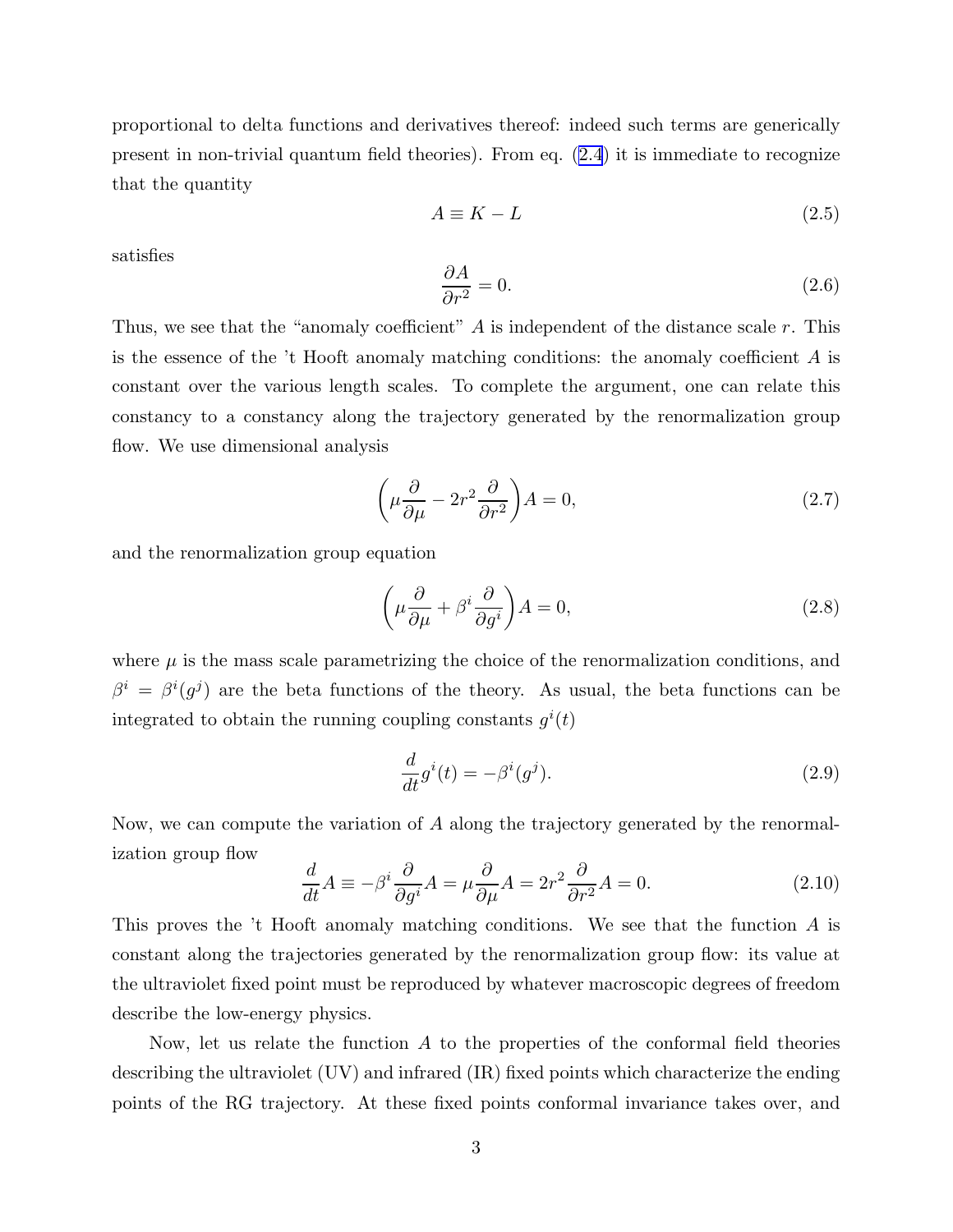proportional to delta functions and derivatives thereof: indeed such terms are generically present in non-trivial quantum field theories). From eq. (2.4) it is immediate to recognize that the quantity

$$A \equiv K - L \tag{2.5}$$

satisfies

$$\frac{\partial A}{\partial r^2} = 0. \tag{2.6}$$

Thus, we see that the "anomaly coefficient" $A$ is independent of the distance scale $r$. This is the essence of the 't Hooft anomaly matching conditions: the anomaly coefficient $A$ is constant over the various length scales. To complete the argument, one can relate this constancy to a constancy along the trajectory generated by the renormalization group flow. We use dimensional analysis

$$\left(\mu\frac{\partial}{\partial\mu} - 2r^2\frac{\partial}{\partial r^2}\right)A = 0, \tag{2.7}$$

and the renormalization group equation

$$\left(\mu\frac{\partial}{\partial\mu} + \beta^i\frac{\partial}{\partial g^i}\right)A = 0, \tag{2.8}$$

where $\mu$ is the mass scale parametrizing the choice of the renormalization conditions, and $\beta^i = \beta^i(g^j)$ are the beta functions of the theory. As usual, the beta functions can be integrated to obtain the running coupling constants $g^i(t)$

$$\frac{d}{dt}g^i(t) = -\beta^i(g^j). \tag{2.9}$$

Now, we can compute the variation of $A$ along the trajectory generated by the renormalization group flow

$$\frac{d}{dt}A \equiv -\beta^i\frac{\partial}{\partial g^i}A = \mu\frac{\partial}{\partial\mu}A = 2r^2\frac{\partial}{\partial r^2}A = 0. \tag{2.10}$$

This proves the 't Hooft anomaly matching conditions. We see that the function $A$ is constant along the trajectories generated by the renormalization group flow: its value at the ultraviolet fixed point must be reproduced by whatever macroscopic degrees of freedom describe the low-energy physics.

Now, let us relate the function $A$ to the properties of the conformal field theories describing the ultraviolet (UV) and infrared (IR) fixed points which characterize the ending points of the RG trajectory. At these fixed points conformal invariance takes over, and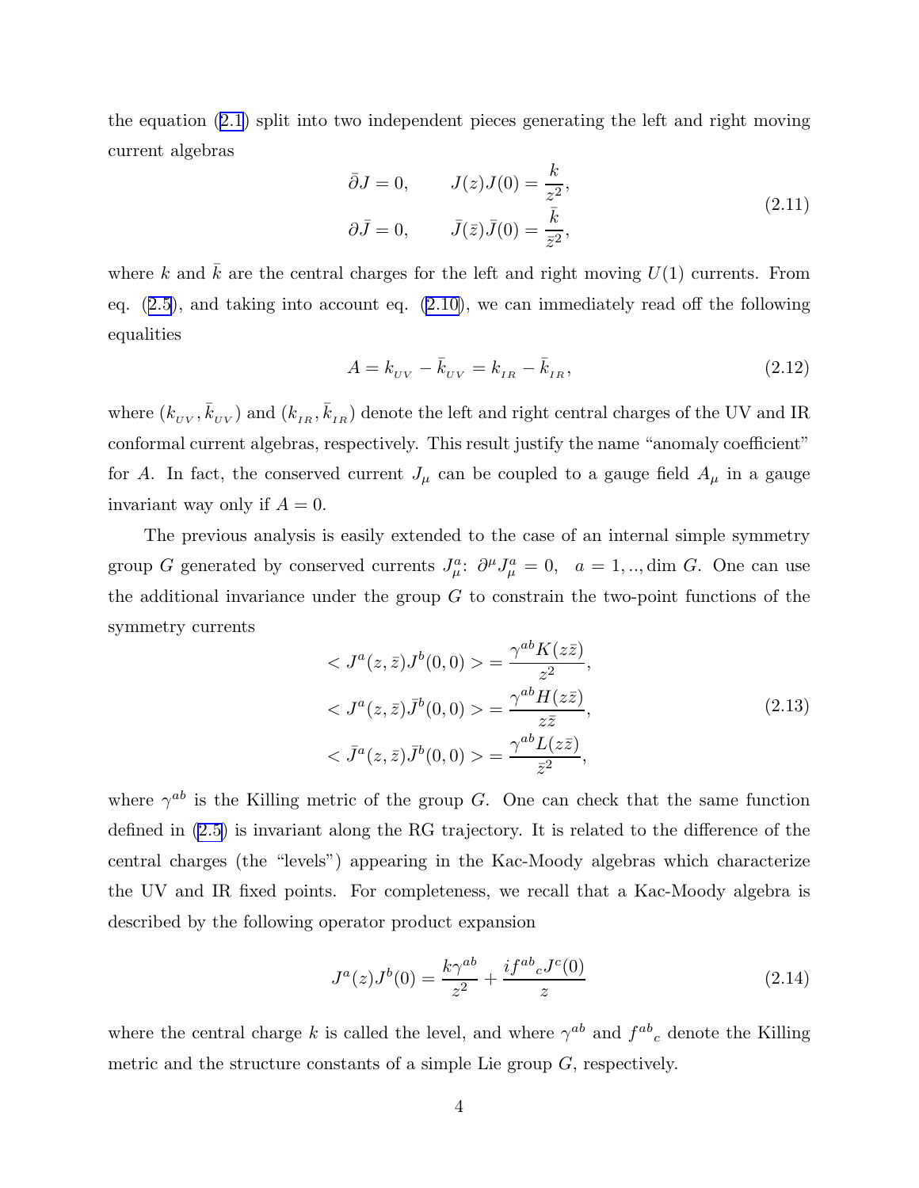the equation (2.1) split into two independent pieces generating the left and right moving current algebras

$$
\begin{aligned}
\bar{\partial} J = 0, \qquad & J(z)J(0) = \frac{k}{z^2}, \\
\partial \bar{J} = 0, \qquad & \bar{J}(\bar{z})\bar{J}(0) = \frac{\bar{k}}{\bar{z}^2},
\end{aligned}
\tag{2.11}
$$

where $k$ and $\bar{k}$ are the central charges for the left and right moving $U(1)$ currents. From eq. (2.5), and taking into account eq. (2.10), we can immediately read off the following equalities

$$
A = k_{_{UV}} - \bar{k}_{_{UV}} = k_{_{IR}} - \bar{k}_{_{IR}}, \tag{2.12}
$$

where $(k_{_{UV}}, \bar{k}_{_{UV}})$ and $(k_{_{IR}}, \bar{k}_{_{IR}})$ denote the left and right central charges of the UV and IR conformal current algebras, respectively. This result justify the name "anomaly coefficient" for $A$. In fact, the conserved current $J_\mu$ can be coupled to a gauge field $A_\mu$ in a gauge invariant way only if $A = 0$.

The previous analysis is easily extended to the case of an internal simple symmetry group $G$ generated by conserved currents $J^a_\mu$: $\partial^\mu J^a_\mu = 0, \quad a = 1, .., \dim\, G$. One can use the additional invariance under the group $G$ to constrain the two-point functions of the symmetry currents

$$
\begin{aligned}
< J^a(z,\bar{z}) J^b(0,0) > &= \frac{\gamma^{ab} K(z\bar{z})}{z^2}, \\
< J^a(z,\bar{z}) \bar{J}^b(0,0) > &= \frac{\gamma^{ab} H(z\bar{z})}{z\bar{z}}, \\
< \bar{J}^a(z,\bar{z}) \bar{J}^b(0,0) > &= \frac{\gamma^{ab} L(z\bar{z})}{\bar{z}^2},
\end{aligned}
\tag{2.13}
$$

where $\gamma^{ab}$ is the Killing metric of the group $G$. One can check that the same function defined in (2.5) is invariant along the RG trajectory. It is related to the difference of the central charges (the "levels") appearing in the Kac-Moody algebras which characterize the UV and IR fixed points. For completeness, we recall that a Kac-Moody algebra is described by the following operator product expansion

$$
J^a(z) J^b(0) = \frac{k\gamma^{ab}}{z^2} + \frac{i f^{ab}{}_c J^c(0)}{z} \tag{2.14}
$$

where the central charge $k$ is called the level, and where $\gamma^{ab}$ and $f^{ab}{}_c$ denote the Killing metric and the structure constants of a simple Lie group $G$, respectively.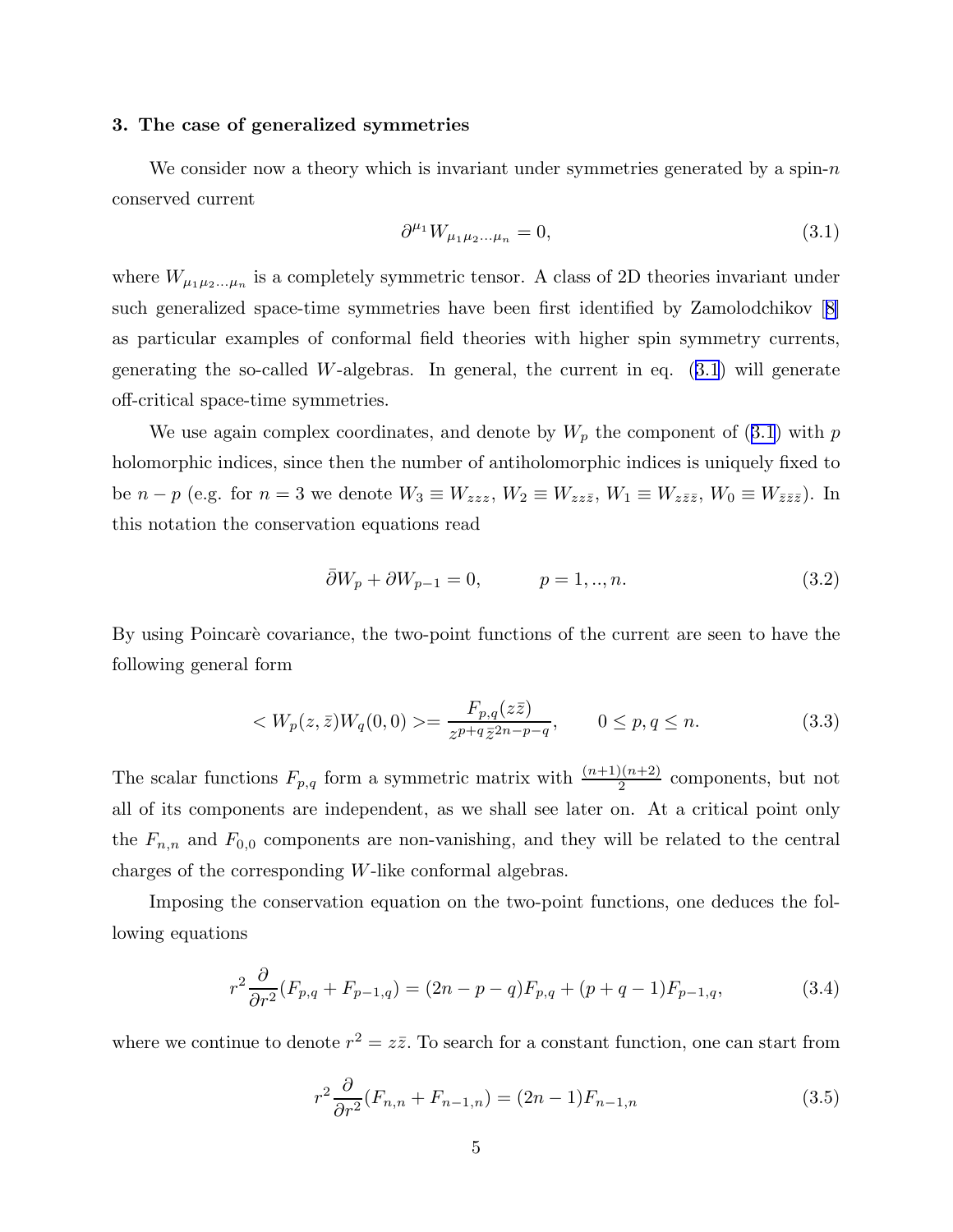### 3. The case of generalized symmetries

We consider now a theory which is invariant under symmetries generated by a spin-$n$ conserved current

$$\partial^{\mu_1} W_{\mu_1 \mu_2 \ldots \mu_n} = 0, \tag{3.1}$$

where $W_{\mu_1 \mu_2 \ldots \mu_n}$ is a completely symmetric tensor. A class of 2D theories invariant under such generalized space-time symmetries have been first identified by Zamolodchikov [8] as particular examples of conformal field theories with higher spin symmetry currents, generating the so-called $W$-algebras. In general, the current in eq. (3.1) will generate off-critical space-time symmetries.

We use again complex coordinates, and denote by $W_p$ the component of (3.1) with $p$ holomorphic indices, since then the number of antiholomorphic indices is uniquely fixed to be $n-p$ (e.g. for $n=3$ we denote $W_3 \equiv W_{zzz}$, $W_2 \equiv W_{zz\bar{z}}$, $W_1 \equiv W_{z\bar{z}\bar{z}}$, $W_0 \equiv W_{\bar{z}\bar{z}\bar{z}}$). In this notation the conservation equations read

$$\bar{\partial} W_p + \partial W_{p-1} = 0, \qquad p = 1, .., n. \tag{3.2}$$

By using Poincarè covariance, the two-point functions of the current are seen to have the following general form

$$< W_p(z, \bar{z}) W_q(0,0) >= \frac{F_{p,q}(z\bar{z})}{z^{p+q} \bar{z}^{2n-p-q}}, \qquad 0 \leq p, q \leq n. \tag{3.3}$$

The scalar functions $F_{p,q}$ form a symmetric matrix with $\frac{(n+1)(n+2)}{2}$ components, but not all of its components are independent, as we shall see later on. At a critical point only the $F_{n,n}$ and $F_{0,0}$ components are non-vanishing, and they will be related to the central charges of the corresponding $W$-like conformal algebras.

Imposing the conservation equation on the two-point functions, one deduces the following equations

$$r^2 \frac{\partial}{\partial r^2} (F_{p,q} + F_{p-1,q}) = (2n - p - q) F_{p,q} + (p + q - 1) F_{p-1,q}, \tag{3.4}$$

where we continue to denote $r^2 = z\bar{z}$. To search for a constant function, one can start from

$$r^2 \frac{\partial}{\partial r^2} (F_{n,n} + F_{n-1,n}) = (2n - 1) F_{n-1,n} \tag{3.5}$$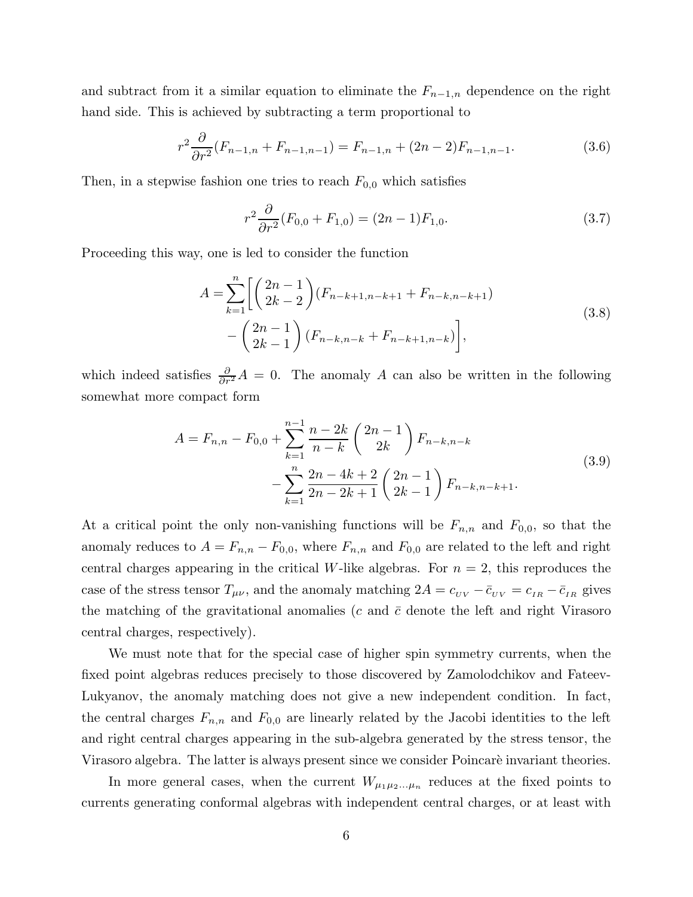and subtract from it a similar equation to eliminate the $F_{n-1,n}$ dependence on the right hand side. This is achieved by subtracting a term proportional to

$$r^2 \frac{\partial}{\partial r^2}(F_{n-1,n} + F_{n-1,n-1}) = F_{n-1,n} + (2n-2)F_{n-1,n-1}. \tag{3.6}$$

Then, in a stepwise fashion one tries to reach $F_{0,0}$ which satisfies

$$r^2 \frac{\partial}{\partial r^2}(F_{0,0} + F_{1,0}) = (2n-1)F_{1,0}. \tag{3.7}$$

Proceeding this way, one is led to consider the function

$$\begin{aligned} A = \sum_{k=1}^{n} \Bigg[ & \binom{2n-1}{2k-2} (F_{n-k+1,n-k+1} + F_{n-k,n-k+1}) \\ & - \binom{2n-1}{2k-1} (F_{n-k,n-k} + F_{n-k+1,n-k}) \Bigg], \end{aligned} \tag{3.8}$$

which indeed satisfies $\frac{\partial}{\partial r^2} A = 0$. The anomaly $A$ can also be written in the following somewhat more compact form

$$\begin{aligned} A = F_{n,n} - F_{0,0} + \sum_{k=1}^{n-1} \frac{n-2k}{n-k} \binom{2n-1}{2k} F_{n-k,n-k} \\ - \sum_{k=1}^{n} \frac{2n-4k+2}{2n-2k+1} \binom{2n-1}{2k-1} F_{n-k,n-k+1}. \end{aligned} \tag{3.9}$$

At a critical point the only non-vanishing functions will be $F_{n,n}$ and $F_{0,0}$, so that the anomaly reduces to $A = F_{n,n} - F_{0,0}$, where $F_{n,n}$ and $F_{0,0}$ are related to the left and right central charges appearing in the critical $W$-like algebras. For $n = 2$, this reproduces the case of the stress tensor $T_{\mu\nu}$, and the anomaly matching $2A = c_{UV} - \bar{c}_{UV} = c_{IR} - \bar{c}_{IR}$ gives the matching of the gravitational anomalies ($c$ and $\bar{c}$ denote the left and right Virasoro central charges, respectively).

We must note that for the special case of higher spin symmetry currents, when the fixed point algebras reduces precisely to those discovered by Zamolodchikov and Fateev-Lukyanov, the anomaly matching does not give a new independent condition. In fact, the central charges $F_{n,n}$ and $F_{0,0}$ are linearly related by the Jacobi identities to the left and right central charges appearing in the sub-algebra generated by the stress tensor, the Virasoro algebra. The latter is always present since we consider Poincarè invariant theories.

In more general cases, when the current $W_{\mu_1 \mu_2 \ldots \mu_n}$ reduces at the fixed points to currents generating conformal algebras with independent central charges, or at least with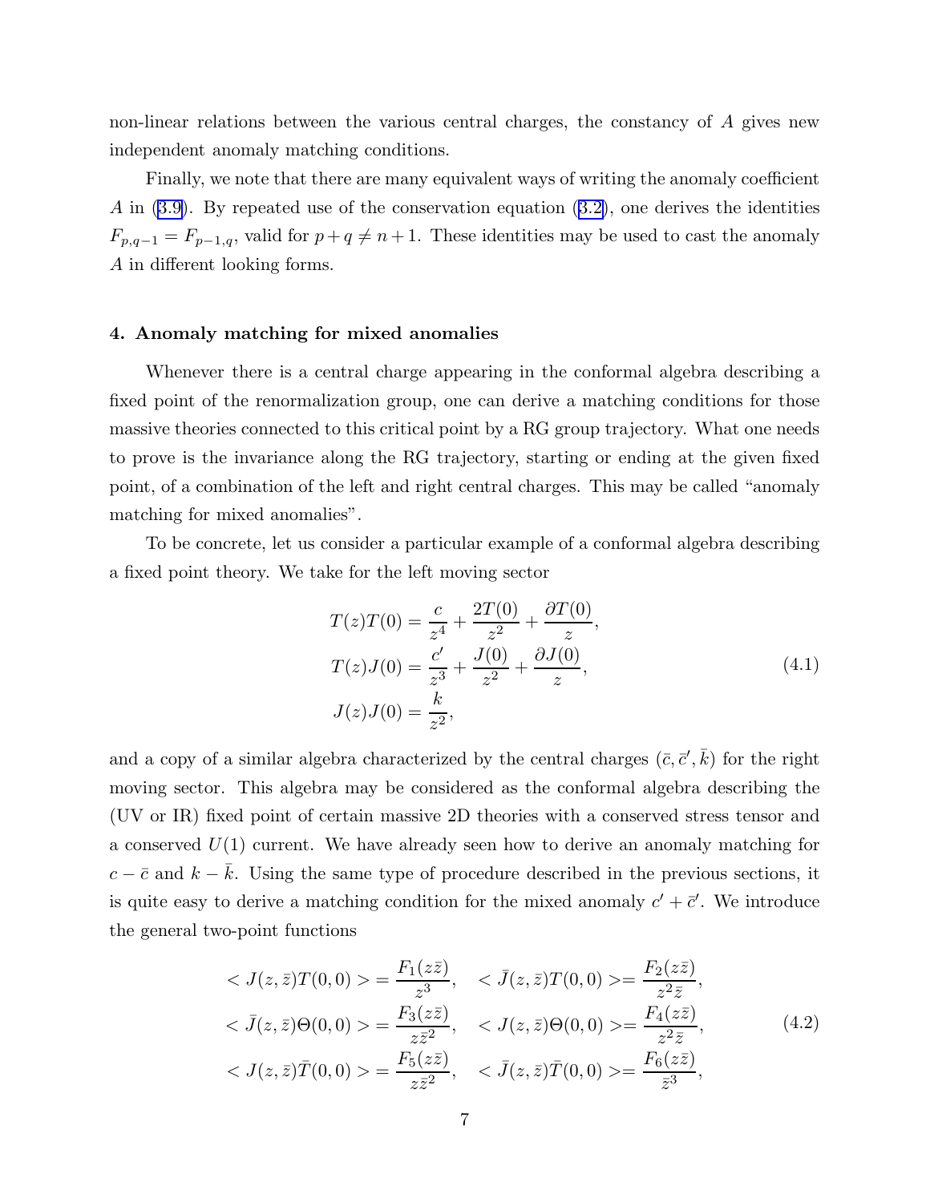non-linear relations between the various central charges, the constancy of $A$ gives new independent anomaly matching conditions.

Finally, we note that there are many equivalent ways of writing the anomaly coefficient $A$ in (3.9). By repeated use of the conservation equation (3.2), one derives the identities $F_{p,q-1} = F_{p-1,q}$, valid for $p+q \neq n+1$. These identities may be used to cast the anomaly $A$ in different looking forms.

### 4. Anomaly matching for mixed anomalies

Whenever there is a central charge appearing in the conformal algebra describing a fixed point of the renormalization group, one can derive a matching conditions for those massive theories connected to this critical point by a RG group trajectory. What one needs to prove is the invariance along the RG trajectory, starting or ending at the given fixed point, of a combination of the left and right central charges. This may be called "anomaly matching for mixed anomalies".

To be concrete, let us consider a particular example of a conformal algebra describing a fixed point theory. We take for the left moving sector

$$
\begin{aligned}
T(z)T(0) &= \frac{c}{z^4} + \frac{2T(0)}{z^2} + \frac{\partial T(0)}{z}, \\
T(z)J(0) &= \frac{c'}{z^3} + \frac{J(0)}{z^2} + \frac{\partial J(0)}{z}, \\
J(z)J(0) &= \frac{k}{z^2},
\end{aligned}
\tag{4.1}
$$

and a copy of a similar algebra characterized by the central charges $(\bar{c}, \bar{c}', \bar{k})$ for the right moving sector. This algebra may be considered as the conformal algebra describing the (UV or IR) fixed point of certain massive 2D theories with a conserved stress tensor and a conserved $U(1)$ current. We have already seen how to derive an anomaly matching for $c - \bar{c}$ and $k - \bar{k}$. Using the same type of procedure described in the previous sections, it is quite easy to derive a matching condition for the mixed anomaly $c' + \bar{c}'$. We introduce the general two-point functions

$$
\begin{aligned}
< J(z,\bar{z})T(0,0) > &= \frac{F_1(z\bar{z})}{z^3}, \quad < \bar{J}(z,\bar{z})T(0,0) > = \frac{F_2(z\bar{z})}{z^2\bar{z}}, \\
< \bar{J}(z,\bar{z})\Theta(0,0) > &= \frac{F_3(z\bar{z})}{z\bar{z}^2}, \quad < J(z,\bar{z})\Theta(0,0) > = \frac{F_4(z\bar{z})}{z^2\bar{z}}, \\
< J(z,\bar{z})\bar{T}(0,0) > &= \frac{F_5(z\bar{z})}{z\bar{z}^2}, \quad < \bar{J}(z,\bar{z})\bar{T}(0,0) > = \frac{F_6(z\bar{z})}{\bar{z}^3},
\end{aligned}
\tag{4.2}
$$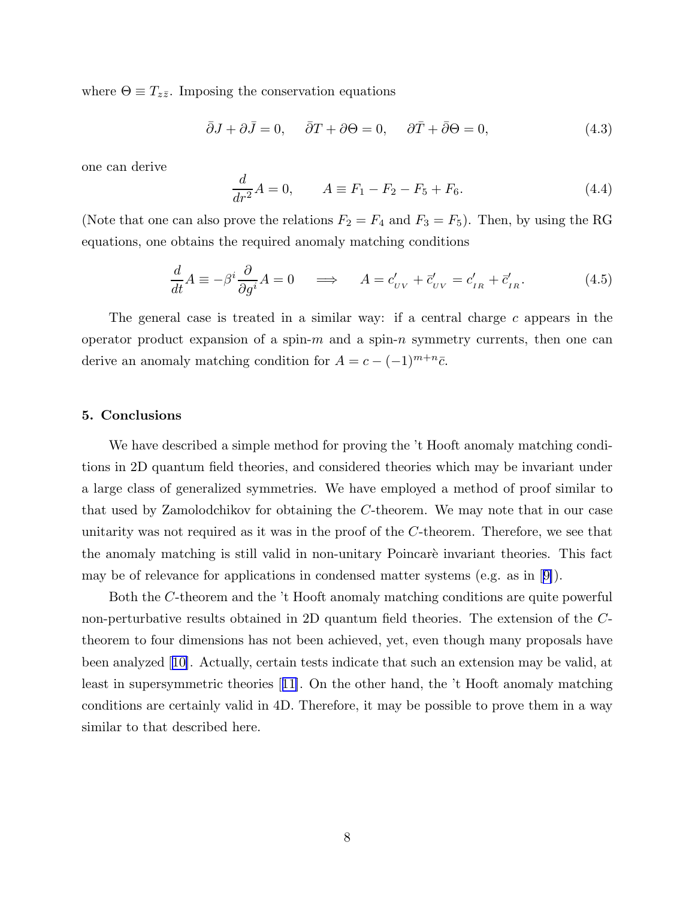where $\Theta \equiv T_{z\bar{z}}$. Imposing the conservation equations

$$
\bar{\partial} J + \partial \bar{J} = 0, \qquad \bar{\partial} T + \partial \Theta = 0, \qquad \partial \bar{T} + \bar{\partial} \Theta = 0, \tag{4.3}
$$

one can derive

$$
\frac{d}{dr^2} A = 0, \qquad A \equiv F_1 - F_2 - F_5 + F_6. \tag{4.4}
$$

(Note that one can also prove the relations $F_2 = F_4$ and $F_3 = F_5$). Then, by using the RG equations, one obtains the required anomaly matching conditions

$$
\frac{d}{dt} A \equiv -\beta^i \frac{\partial}{\partial g^i} A = 0 \quad \Longrightarrow \quad A = c'_{UV} + \bar{c}'_{UV} = c'_{IR} + \bar{c}'_{IR}. \tag{4.5}
$$

The general case is treated in a similar way: if a central charge $c$ appears in the operator product expansion of a spin-$m$ and a spin-$n$ symmetry currents, then one can derive an anomaly matching condition for $A = c - (-1)^{m+n} \bar{c}$.

## 5. Conclusions

We have described a simple method for proving the 't Hooft anomaly matching conditions in 2D quantum field theories, and considered theories which may be invariant under a large class of generalized symmetries. We have employed a method of proof similar to that used by Zamolodchikov for obtaining the $C$-theorem. We may note that in our case unitarity was not required as it was in the proof of the $C$-theorem. Therefore, we see that the anomaly matching is still valid in non-unitary Poincarè invariant theories. This fact may be of relevance for applications in condensed matter systems (e.g. as in [9]).

Both the $C$-theorem and the 't Hooft anomaly matching conditions are quite powerful non-perturbative results obtained in 2D quantum field theories. The extension of the $C$-theorem to four dimensions has not been achieved, yet, even though many proposals have been analyzed [10]. Actually, certain tests indicate that such an extension may be valid, at least in supersymmetric theories [11]. On the other hand, the 't Hooft anomaly matching conditions are certainly valid in 4D. Therefore, it may be possible to prove them in a way similar to that described here.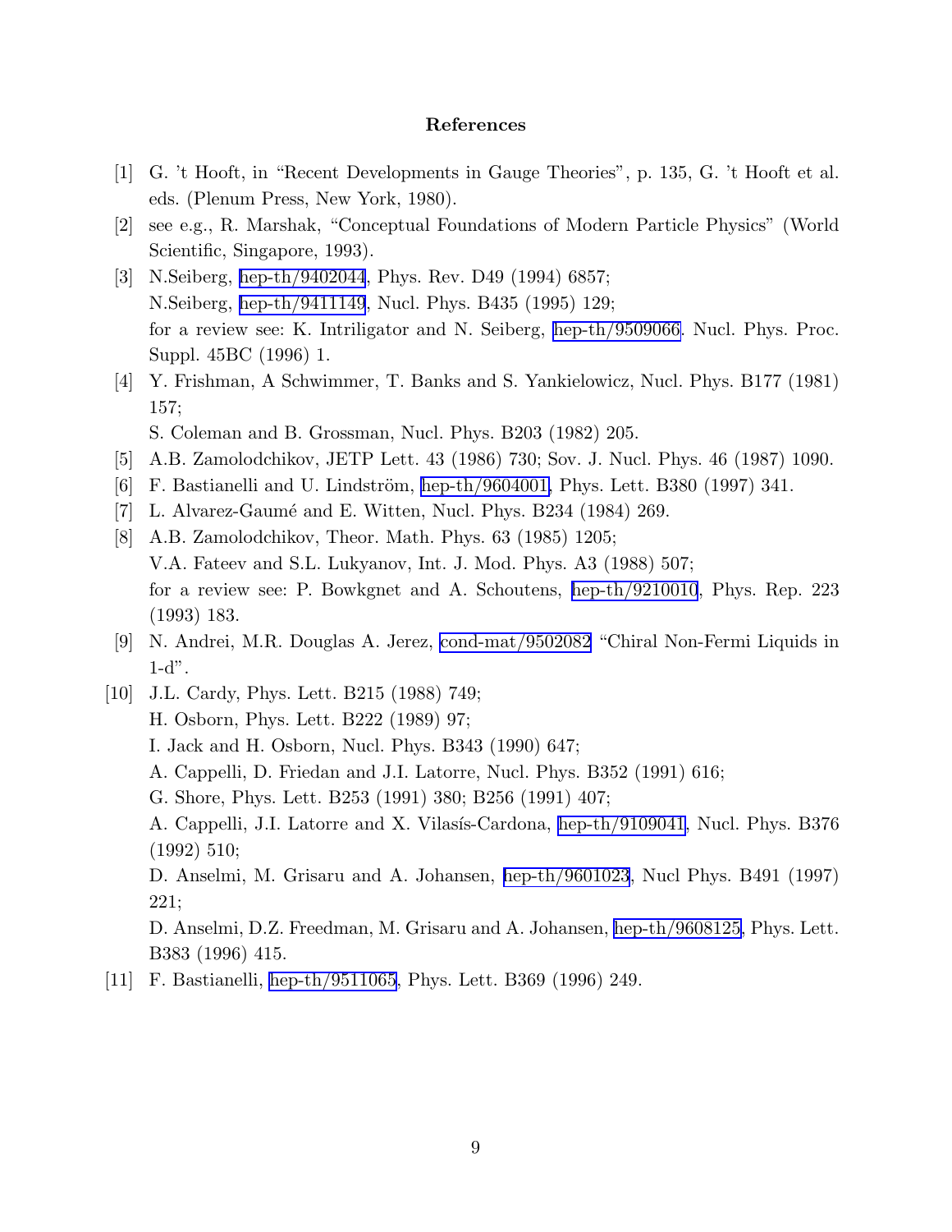## References

[1] G. 't Hooft, in "Recent Developments in Gauge Theories", p. 135, G. 't Hooft et al. eds. (Plenum Press, New York, 1980).

[2] see e.g., R. Marshak, "Conceptual Foundations of Modern Particle Physics" (World Scientific, Singapore, 1993).

[3] N.Seiberg, hep-th/9402044, Phys. Rev. D49 (1994) 6857;
N.Seiberg, hep-th/9411149, Nucl. Phys. B435 (1995) 129;
for a review see: K. Intriligator and N. Seiberg, hep-th/9509066. Nucl. Phys. Proc. Suppl. 45BC (1996) 1.

[4] Y. Frishman, A Schwimmer, T. Banks and S. Yankielowicz, Nucl. Phys. B177 (1981) 157;
S. Coleman and B. Grossman, Nucl. Phys. B203 (1982) 205.

[5] A.B. Zamolodchikov, JETP Lett. 43 (1986) 730; Sov. J. Nucl. Phys. 46 (1987) 1090.

[6] F. Bastianelli and U. Lindström, hep-th/9604001, Phys. Lett. B380 (1997) 341.

[7] L. Alvarez-Gaumé and E. Witten, Nucl. Phys. B234 (1984) 269.

[8] A.B. Zamolodchikov, Theor. Math. Phys. 63 (1985) 1205;
V.A. Fateev and S.L. Lukyanov, Int. J. Mod. Phys. A3 (1988) 507;
for a review see: P. Bowkgnet and A. Schoutens, hep-th/9210010, Phys. Rep. 223 (1993) 183.

[9] N. Andrei, M.R. Douglas A. Jerez, cond-mat/9502082 "Chiral Non-Fermi Liquids in 1-d".

[10] J.L. Cardy, Phys. Lett. B215 (1988) 749;
H. Osborn, Phys. Lett. B222 (1989) 97;
I. Jack and H. Osborn, Nucl. Phys. B343 (1990) 647;
A. Cappelli, D. Friedan and J.I. Latorre, Nucl. Phys. B352 (1991) 616;
G. Shore, Phys. Lett. B253 (1991) 380; B256 (1991) 407;
A. Cappelli, J.I. Latorre and X. Vilasís-Cardona, hep-th/9109041, Nucl. Phys. B376 (1992) 510;
D. Anselmi, M. Grisaru and A. Johansen, hep-th/9601023, Nucl Phys. B491 (1997) 221;
D. Anselmi, D.Z. Freedman, M. Grisaru and A. Johansen, hep-th/9608125, Phys. Lett. B383 (1996) 415.

[11] F. Bastianelli, hep-th/9511065, Phys. Lett. B369 (1996) 249.